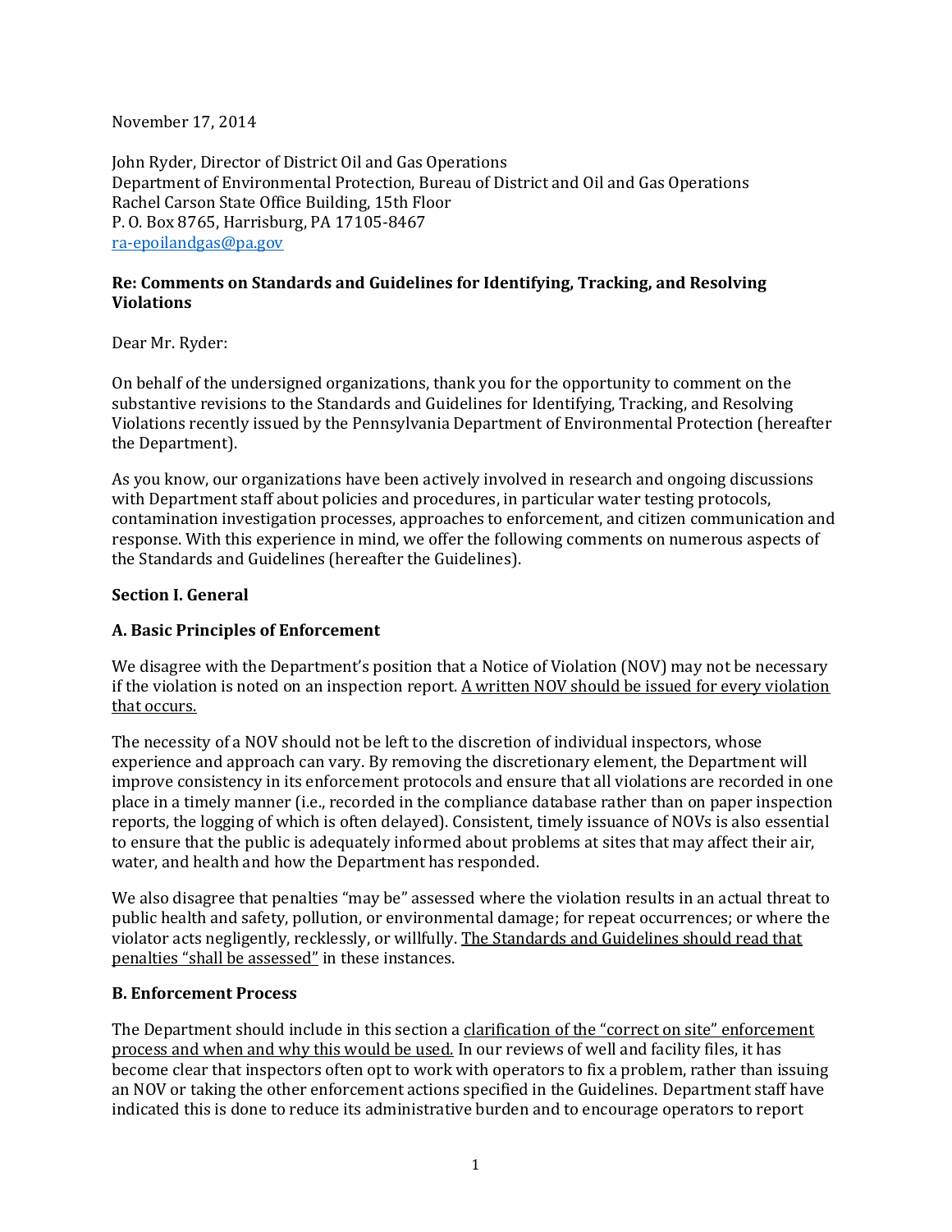November 17, 2014

John Ryder, Director of District Oil and Gas Operations
Department of Environmental Protection, Bureau of District and Oil and Gas Operations
Rachel Carson State Office Building, 15th Floor
P. O. Box 8765, Harrisburg, PA 17105-8467
[ra-epoilandgas@pa.gov](mailto:ra-epoilandgas@pa.gov)

**Re: Comments on Standards and Guidelines for Identifying, Tracking, and Resolving Violations**

Dear Mr. Ryder:

On behalf of the undersigned organizations, thank you for the opportunity to comment on the substantive revisions to the Standards and Guidelines for Identifying, Tracking, and Resolving Violations recently issued by the Pennsylvania Department of Environmental Protection (hereafter the Department).

As you know, our organizations have been actively involved in research and ongoing discussions with Department staff about policies and procedures, in particular water testing protocols, contamination investigation processes, approaches to enforcement, and citizen communication and response. With this experience in mind, we offer the following comments on numerous aspects of the Standards and Guidelines (hereafter the Guidelines).

**Section I. General**

**A. Basic Principles of Enforcement**

We disagree with the Department's position that a Notice of Violation (NOV) may not be necessary if the violation is noted on an inspection report. <u>A written NOV should be issued for every violation that occurs.</u>

The necessity of a NOV should not be left to the discretion of individual inspectors, whose experience and approach can vary. By removing the discretionary element, the Department will improve consistency in its enforcement protocols and ensure that all violations are recorded in one place in a timely manner (i.e., recorded in the compliance database rather than on paper inspection reports, the logging of which is often delayed). Consistent, timely issuance of NOVs is also essential to ensure that the public is adequately informed about problems at sites that may affect their air, water, and health and how the Department has responded.

We also disagree that penalties "may be" assessed where the violation results in an actual threat to public health and safety, pollution, or environmental damage; for repeat occurrences; or where the violator acts negligently, recklessly, or willfully. <u>The Standards and Guidelines should read that penalties "shall be assessed"</u> in these instances.

**B. Enforcement Process**

The Department should include in this section a <u>clarification of the "correct on site" enforcement process and when and why this would be used.</u> In our reviews of well and facility files, it has become clear that inspectors often opt to work with operators to fix a problem, rather than issuing an NOV or taking the other enforcement actions specified in the Guidelines. Department staff have indicated this is done to reduce its administrative burden and to encourage operators to report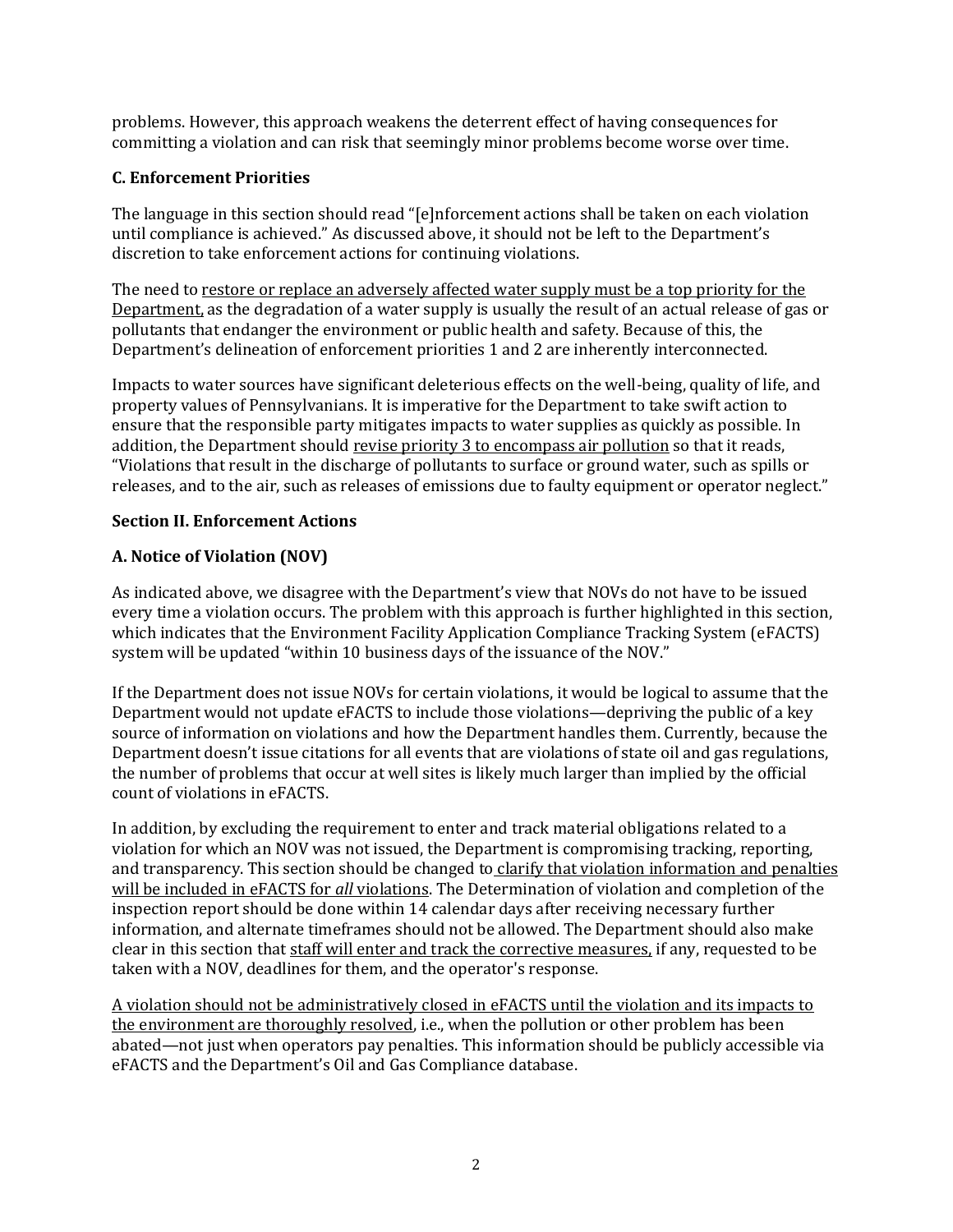problems. However, this approach weakens the deterrent effect of having consequences for committing a violation and can risk that seemingly minor problems become worse over time.

**C. Enforcement Priorities**

The language in this section should read "[e]nforcement actions shall be taken on each violation until compliance is achieved." As discussed above, it should not be left to the Department's discretion to take enforcement actions for continuing violations.

The need to <u>restore or replace an adversely affected water supply must be a top priority for the Department,</u> as the degradation of a water supply is usually the result of an actual release of gas or pollutants that endanger the environment or public health and safety. Because of this, the Department's delineation of enforcement priorities 1 and 2 are inherently interconnected.

Impacts to water sources have significant deleterious effects on the well-being, quality of life, and property values of Pennsylvanians. It is imperative for the Department to take swift action to ensure that the responsible party mitigates impacts to water supplies as quickly as possible. In addition, the Department should <u>revise priority 3 to encompass air pollution</u> so that it reads, "Violations that result in the discharge of pollutants to surface or ground water, such as spills or releases, and to the air, such as releases of emissions due to faulty equipment or operator neglect."

**Section II. Enforcement Actions**

**A. Notice of Violation (NOV)**

As indicated above, we disagree with the Department's view that NOVs do not have to be issued every time a violation occurs. The problem with this approach is further highlighted in this section, which indicates that the Environment Facility Application Compliance Tracking System (eFACTS) system will be updated "within 10 business days of the issuance of the NOV."

If the Department does not issue NOVs for certain violations, it would be logical to assume that the Department would not update eFACTS to include those violations—depriving the public of a key source of information on violations and how the Department handles them. Currently, because the Department doesn't issue citations for all events that are violations of state oil and gas regulations, the number of problems that occur at well sites is likely much larger than implied by the official count of violations in eFACTS.

In addition, by excluding the requirement to enter and track material obligations related to a violation for which an NOV was not issued, the Department is compromising tracking, reporting, and transparency. This section should be changed to <u>clarify that violation information and penalties will be included in eFACTS for *all* violations</u>. The Determination of violation and completion of the inspection report should be done within 14 calendar days after receiving necessary further information, and alternate timeframes should not be allowed. The Department should also make clear in this section that <u>staff will enter and track the corrective measures,</u> if any, requested to be taken with a NOV, deadlines for them, and the operator's response.

<u>A violation should not be administratively closed in eFACTS until the violation and its impacts to the environment are thoroughly resolved</u>, i.e., when the pollution or other problem has been abated—not just when operators pay penalties. This information should be publicly accessible via eFACTS and the Department's Oil and Gas Compliance database.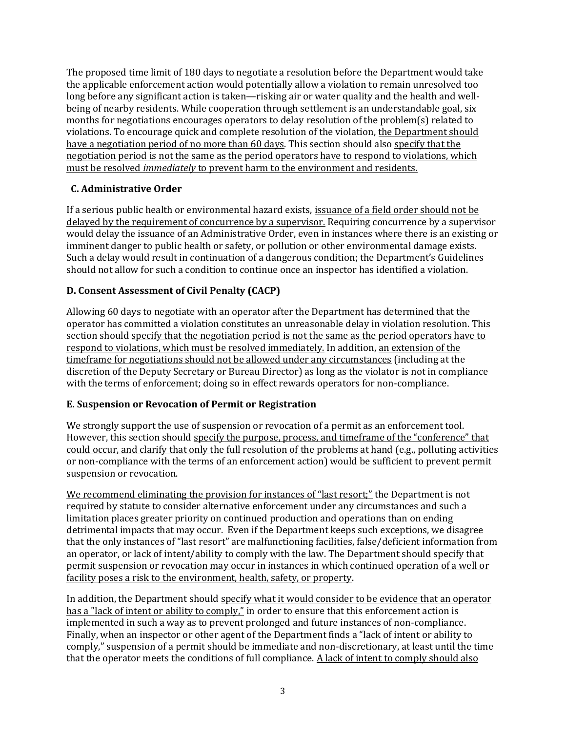The proposed time limit of 180 days to negotiate a resolution before the Department would take the applicable enforcement action would potentially allow a violation to remain unresolved too long before any significant action is taken—risking air or water quality and the health and well-being of nearby residents. While cooperation through settlement is an understandable goal, six months for negotiations encourages operators to delay resolution of the problem(s) related to violations. To encourage quick and complete resolution of the violation, <u>the Department should have a negotiation period of no more than 60 days</u>. This section should also <u>specify that the negotiation period is not the same as the period operators have to respond to violations, which must be resolved *immediately* to prevent harm to the environment and residents.</u>

### C. Administrative Order

If a serious public health or environmental hazard exists, <u>issuance of a field order should not be delayed by the requirement of concurrence by a supervisor.</u> Requiring concurrence by a supervisor would delay the issuance of an Administrative Order, even in instances where there is an existing or imminent danger to public health or safety, or pollution or other environmental damage exists. Such a delay would result in continuation of a dangerous condition; the Department's Guidelines should not allow for such a condition to continue once an inspector has identified a violation.

### D. Consent Assessment of Civil Penalty (CACP)

Allowing 60 days to negotiate with an operator after the Department has determined that the operator has committed a violation constitutes an unreasonable delay in violation resolution. This section should <u>specify that the negotiation period is not the same as the period operators have to respond to violations, which must be resolved immediately.</u> In addition, <u>an extension of the timeframe for negotiations should not be allowed under any circumstances</u> (including at the discretion of the Deputy Secretary or Bureau Director) as long as the violator is not in compliance with the terms of enforcement; doing so in effect rewards operators for non-compliance.

### E. Suspension or Revocation of Permit or Registration

We strongly support the use of suspension or revocation of a permit as an enforcement tool. However, this section should <u>specify the purpose, process, and timeframe of the "conference" that could occur, and clarify that only the full resolution of the problems at hand</u> (e.g., polluting activities or non-compliance with the terms of an enforcement action) would be sufficient to prevent permit suspension or revocation.

<u>We recommend eliminating the provision for instances of "last resort;"</u> the Department is not required by statute to consider alternative enforcement under any circumstances and such a limitation places greater priority on continued production and operations than on ending detrimental impacts that may occur. Even if the Department keeps such exceptions, we disagree that the only instances of "last resort" are malfunctioning facilities, false/deficient information from an operator, or lack of intent/ability to comply with the law. The Department should specify that <u>permit suspension or revocation may occur in instances in which continued operation of a well or facility poses a risk to the environment, health, safety, or property</u>.

In addition, the Department should <u>specify what it would consider to be evidence that an operator has a "lack of intent or ability to comply,"</u> in order to ensure that this enforcement action is implemented in such a way as to prevent prolonged and future instances of non-compliance. Finally, when an inspector or other agent of the Department finds a "lack of intent or ability to comply," suspension of a permit should be immediate and non-discretionary, at least until the time that the operator meets the conditions of full compliance. <u>A lack of intent to comply should also</u>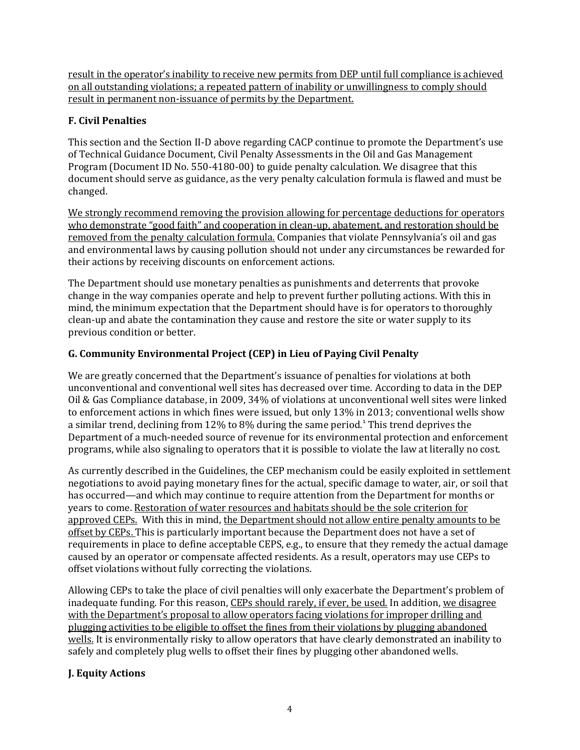<u>result in the operator's inability to receive new permits from DEP until full compliance is achieved on all outstanding violations; a repeated pattern of inability or unwillingness to comply should result in permanent non-issuance of permits by the Department.</u>

### F. Civil Penalties

This section and the Section II-D above regarding CACP continue to promote the Department's use of Technical Guidance Document, Civil Penalty Assessments in the Oil and Gas Management Program (Document ID No. 550-4180-00) to guide penalty calculation. We disagree that this document should serve as guidance, as the very penalty calculation formula is flawed and must be changed.

<u>We strongly recommend removing the provision allowing for percentage deductions for operators who demonstrate "good faith" and cooperation in clean-up, abatement, and restoration should be removed from the penalty calculation formula.</u> Companies that violate Pennsylvania's oil and gas and environmental laws by causing pollution should not under any circumstances be rewarded for their actions by receiving discounts on enforcement actions.

The Department should use monetary penalties as punishments and deterrents that provoke change in the way companies operate and help to prevent further polluting actions. With this in mind, the minimum expectation that the Department should have is for operators to thoroughly clean-up and abate the contamination they cause and restore the site or water supply to its previous condition or better.

### G. Community Environmental Project (CEP) in Lieu of Paying Civil Penalty

We are greatly concerned that the Department's issuance of penalties for violations at both unconventional and conventional well sites has decreased over time. According to data in the DEP Oil & Gas Compliance database, in 2009, 34% of violations at unconventional well sites were linked to enforcement actions in which fines were issued, but only 13% in 2013; conventional wells show a similar trend, declining from 12% to 8% during the same period.[1] This trend deprives the Department of a much-needed source of revenue for its environmental protection and enforcement programs, while also signaling to operators that it is possible to violate the law at literally no cost.

As currently described in the Guidelines, the CEP mechanism could be easily exploited in settlement negotiations to avoid paying monetary fines for the actual, specific damage to water, air, or soil that has occurred—and which may continue to require attention from the Department for months or years to come. <u>Restoration of water resources and habitats should be the sole criterion for approved CEPs.</u> With this in mind, <u>the Department should not allow entire penalty amounts to be offset by CEPs.</u> This is particularly important because the Department does not have a set of requirements in place to define acceptable CEPS, e.g., to ensure that they remedy the actual damage caused by an operator or compensate affected residents. As a result, operators may use CEPs to offset violations without fully correcting the violations.

Allowing CEPs to take the place of civil penalties will only exacerbate the Department's problem of inadequate funding. For this reason, <u>CEPs should rarely, if ever, be used.</u> In addition, <u>we disagree with the Department's proposal to allow operators facing violations for improper drilling and plugging activities to be eligible to offset the fines from their violations by plugging abandoned wells.</u> It is environmentally risky to allow operators that have clearly demonstrated an inability to safely and completely plug wells to offset their fines by plugging other abandoned wells.

### J. Equity Actions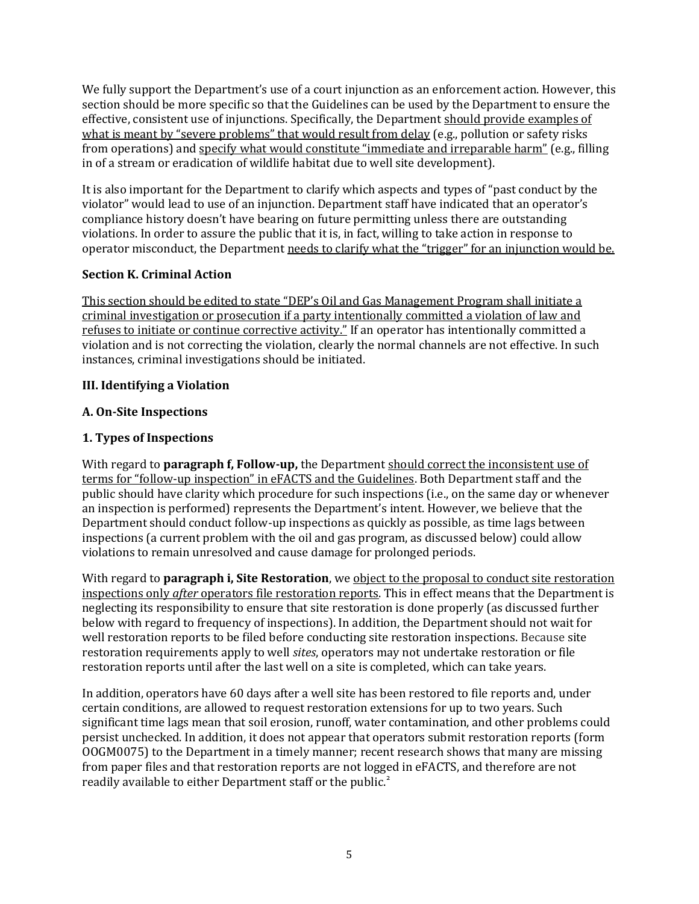We fully support the Department's use of a court injunction as an enforcement action. However, this section should be more specific so that the Guidelines can be used by the Department to ensure the effective, consistent use of injunctions. Specifically, the Department <u>should provide examples of what is meant by "severe problems" that would result from delay</u> (e.g., pollution or safety risks from operations) and <u>specify what would constitute "immediate and irreparable harm"</u> (e.g., filling in of a stream or eradication of wildlife habitat due to well site development).

It is also important for the Department to clarify which aspects and types of "past conduct by the violator" would lead to use of an injunction. Department staff have indicated that an operator's compliance history doesn't have bearing on future permitting unless there are outstanding violations. In order to assure the public that it is, in fact, willing to take action in response to operator misconduct, the Department <u>needs to clarify what the "trigger" for an injunction would be.</u>

### Section K. Criminal Action

<u>This section should be edited to state "DEP's Oil and Gas Management Program shall initiate a criminal investigation or prosecution if a party intentionally committed a violation of law and refuses to initiate or continue corrective activity."</u> If an operator has intentionally committed a violation and is not correcting the violation, clearly the normal channels are not effective. In such instances, criminal investigations should be initiated.

## III. Identifying a Violation

### A. On-Site Inspections

### 1. Types of Inspections

With regard to **paragraph f, Follow-up,** the Department <u>should correct the inconsistent use of terms for "follow-up inspection" in eFACTS and the Guidelines</u>. Both Department staff and the public should have clarity which procedure for such inspections (i.e., on the same day or whenever an inspection is performed) represents the Department's intent. However, we believe that the Department should conduct follow-up inspections as quickly as possible, as time lags between inspections (a current problem with the oil and gas program, as discussed below) could allow violations to remain unresolved and cause damage for prolonged periods.

With regard to **paragraph i, Site Restoration**, we <u>object to the proposal to conduct site restoration inspections only *after* operators file restoration reports</u>. This in effect means that the Department is neglecting its responsibility to ensure that site restoration is done properly (as discussed further below with regard to frequency of inspections). In addition, the Department should not wait for well restoration reports to be filed before conducting site restoration inspections. Because site restoration requirements apply to well *sites*, operators may not undertake restoration or file restoration reports until after the last well on a site is completed, which can take years.

In addition, operators have 60 days after a well site has been restored to file reports and, under certain conditions, are allowed to request restoration extensions for up to two years. Such significant time lags mean that soil erosion, runoff, water contamination, and other problems could persist unchecked. In addition, it does not appear that operators submit restoration reports (form OOGM0075) to the Department in a timely manner; recent research shows that many are missing from paper files and that restoration reports are not logged in eFACTS, and therefore are not readily available to either Department staff or the public.[2]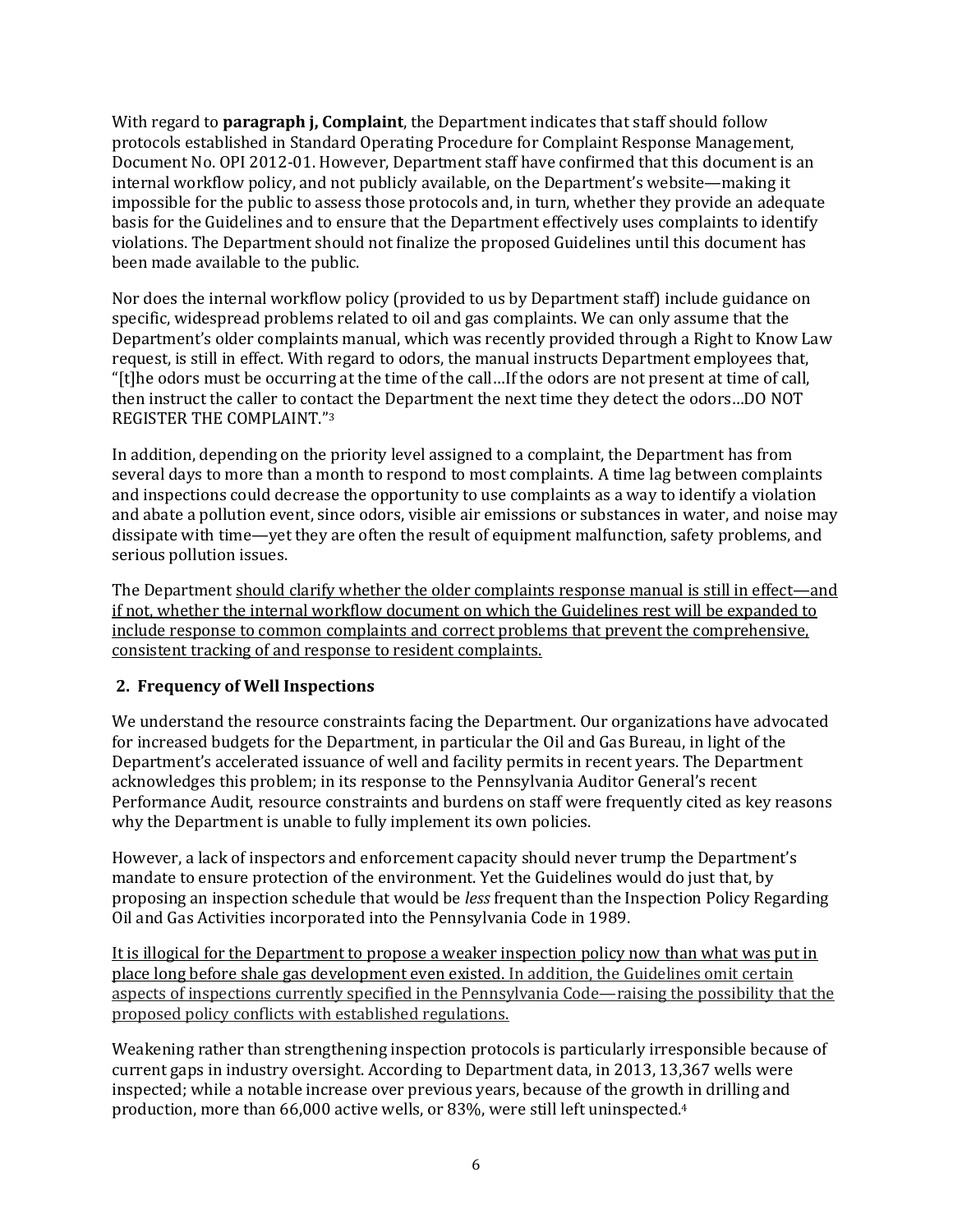With regard to **paragraph j, Complaint**, the Department indicates that staff should follow protocols established in Standard Operating Procedure for Complaint Response Management, Document No. OPI 2012-01. However, Department staff have confirmed that this document is an internal workflow policy, and not publicly available, on the Department's website—making it impossible for the public to assess those protocols and, in turn, whether they provide an adequate basis for the Guidelines and to ensure that the Department effectively uses complaints to identify violations. The Department should not finalize the proposed Guidelines until this document has been made available to the public.

Nor does the internal workflow policy (provided to us by Department staff) include guidance on specific, widespread problems related to oil and gas complaints. We can only assume that the Department's older complaints manual, which was recently provided through a Right to Know Law request, is still in effect. With regard to odors, the manual instructs Department employees that, "[t]he odors must be occurring at the time of the call…If the odors are not present at time of call, then instruct the caller to contact the Department the next time they detect the odors…DO NOT REGISTER THE COMPLAINT."[3]

In addition, depending on the priority level assigned to a complaint, the Department has from several days to more than a month to respond to most complaints. A time lag between complaints and inspections could decrease the opportunity to use complaints as a way to identify a violation and abate a pollution event, since odors, visible air emissions or substances in water, and noise may dissipate with time—yet they are often the result of equipment malfunction, safety problems, and serious pollution issues.

The Department <u>should clarify whether the older complaints response manual is still in effect—and if not, whether the internal workflow document on which the Guidelines rest will be expanded to include response to common complaints and correct problems that prevent the comprehensive, consistent tracking of and response to resident complaints.</u>

## 2. Frequency of Well Inspections

We understand the resource constraints facing the Department. Our organizations have advocated for increased budgets for the Department, in particular the Oil and Gas Bureau, in light of the Department's accelerated issuance of well and facility permits in recent years. The Department acknowledges this problem; in its response to the Pennsylvania Auditor General's recent Performance Audit, resource constraints and burdens on staff were frequently cited as key reasons why the Department is unable to fully implement its own policies.

However, a lack of inspectors and enforcement capacity should never trump the Department's mandate to ensure protection of the environment. Yet the Guidelines would do just that, by proposing an inspection schedule that would be *less* frequent than the Inspection Policy Regarding Oil and Gas Activities incorporated into the Pennsylvania Code in 1989.

<u>It is illogical for the Department to propose a weaker inspection policy now than what was put in place long before shale gas development even existed. In addition, the Guidelines omit certain aspects of inspections currently specified in the Pennsylvania Code—raising the possibility that the proposed policy conflicts with established regulations.</u>

Weakening rather than strengthening inspection protocols is particularly irresponsible because of current gaps in industry oversight. According to Department data, in 2013, 13,367 wells were inspected; while a notable increase over previous years, because of the growth in drilling and production, more than 66,000 active wells, or 83%, were still left uninspected.[4]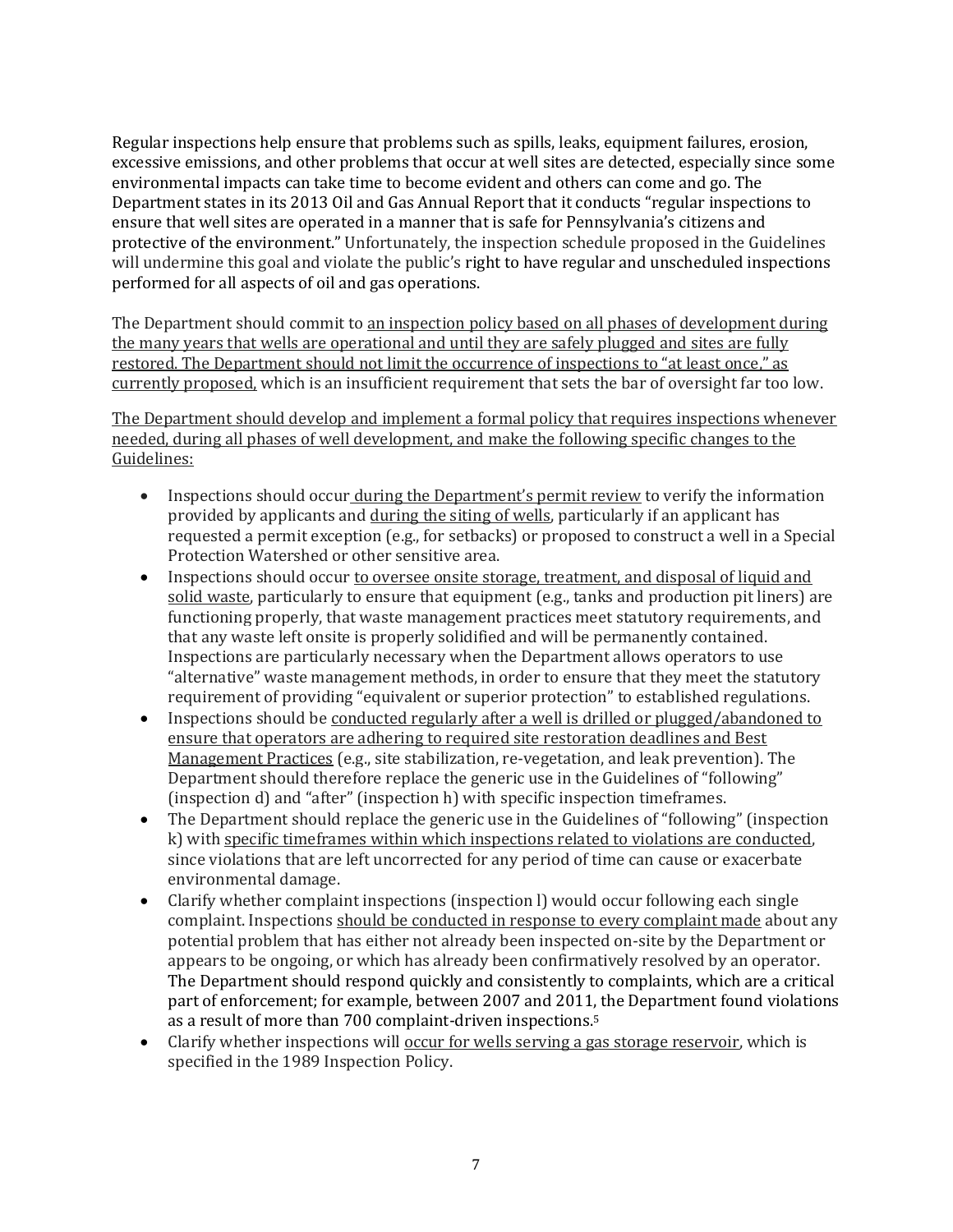Regular inspections help ensure that problems such as spills, leaks, equipment failures, erosion, excessive emissions, and other problems that occur at well sites are detected, especially since some environmental impacts can take time to become evident and others can come and go. The Department states in its 2013 Oil and Gas Annual Report that it conducts "regular inspections to ensure that well sites are operated in a manner that is safe for Pennsylvania's citizens and protective of the environment." Unfortunately, the inspection schedule proposed in the Guidelines will undermine this goal and violate the public's right to have regular and unscheduled inspections performed for all aspects of oil and gas operations.

The Department should commit to <u>an inspection policy based on all phases of development during the many years that wells are operational and until they are safely plugged and sites are fully restored. The Department should not limit the occurrence of inspections to "at least once," as currently proposed,</u> which is an insufficient requirement that sets the bar of oversight far too low.

<u>The Department should develop and implement a formal policy that requires inspections whenever needed, during all phases of well development, and make the following specific changes to the Guidelines:</u>

- Inspections should occur <u>during the Department's permit review</u> to verify the information provided by applicants and <u>during the siting of wells</u>, particularly if an applicant has requested a permit exception (e.g., for setbacks) or proposed to construct a well in a Special Protection Watershed or other sensitive area.
- Inspections should occur <u>to oversee onsite storage, treatment, and disposal of liquid and solid waste</u>, particularly to ensure that equipment (e.g., tanks and production pit liners) are functioning properly, that waste management practices meet statutory requirements, and that any waste left onsite is properly solidified and will be permanently contained. Inspections are particularly necessary when the Department allows operators to use "alternative" waste management methods, in order to ensure that they meet the statutory requirement of providing "equivalent or superior protection" to established regulations.
- Inspections should be <u>conducted regularly after a well is drilled or plugged/abandoned to ensure that operators are adhering to required site restoration deadlines and Best Management Practices</u> (e.g., site stabilization, re-vegetation, and leak prevention). The Department should therefore replace the generic use in the Guidelines of "following" (inspection d) and "after" (inspection h) with specific inspection timeframes.
- The Department should replace the generic use in the Guidelines of "following" (inspection k) with <u>specific timeframes within which inspections related to violations are conducted</u>, since violations that are left uncorrected for any period of time can cause or exacerbate environmental damage.
- Clarify whether complaint inspections (inspection l) would occur following each single complaint. Inspections <u>should be conducted in response to every complaint made</u> about any potential problem that has either not already been inspected on-site by the Department or appears to be ongoing, or which has already been confirmatively resolved by an operator. The Department should respond quickly and consistently to complaints, which are a critical part of enforcement; for example, between 2007 and 2011, the Department found violations as a result of more than 700 complaint-driven inspections.[5]
- Clarify whether inspections will <u>occur for wells serving a gas storage reservoir</u>, which is specified in the 1989 Inspection Policy.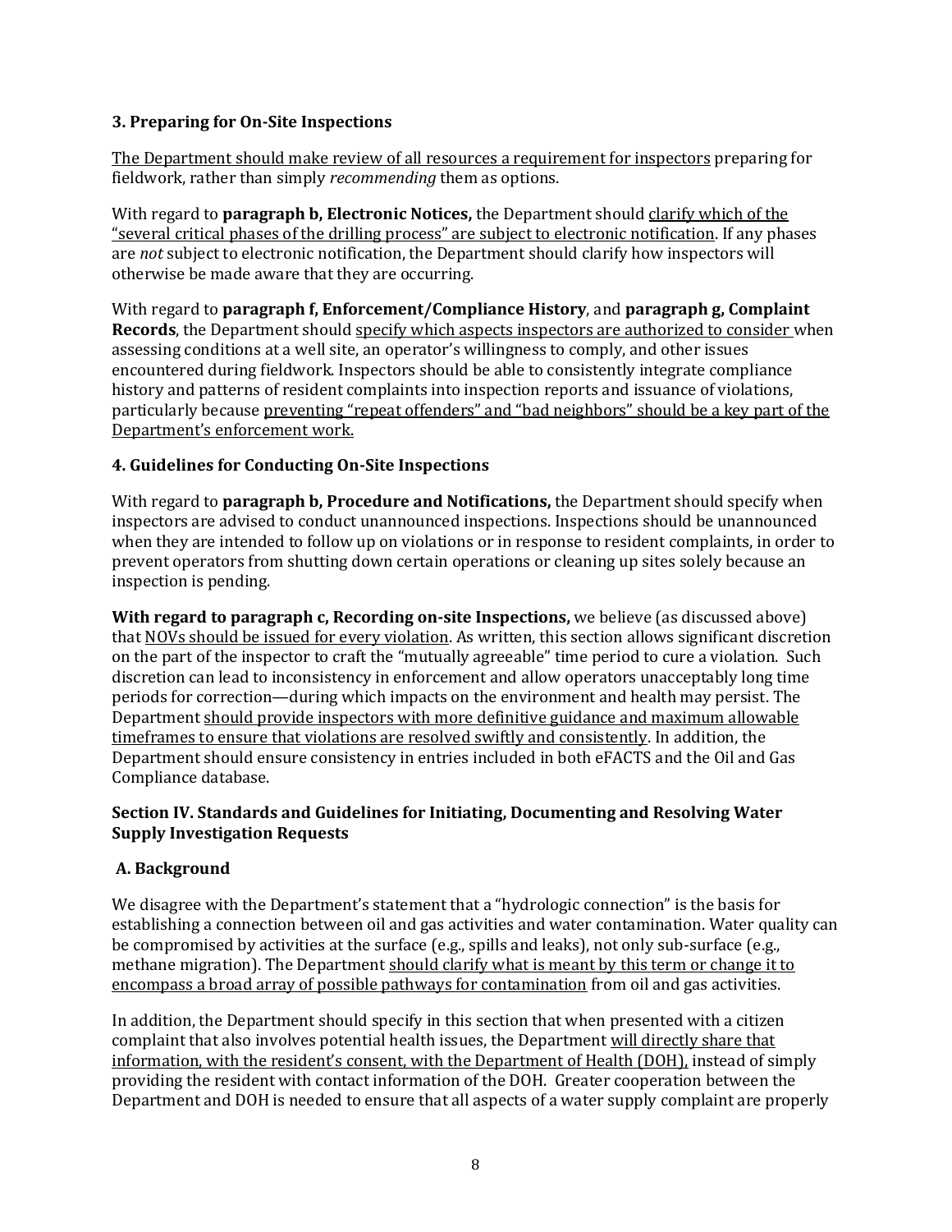### 3. Preparing for On-Site Inspections

<u>The Department should make review of all resources a requirement for inspectors</u> preparing for fieldwork, rather than simply *recommending* them as options.

With regard to **paragraph b, Electronic Notices,** the Department should <u>clarify which of the "several critical phases of the drilling process" are subject to electronic notification</u>. If any phases are *not* subject to electronic notification, the Department should clarify how inspectors will otherwise be made aware that they are occurring.

With regard to **paragraph f, Enforcement/Compliance History**, and **paragraph g, Complaint Records**, the Department should <u>specify which aspects inspectors are authorized to consider</u> when assessing conditions at a well site, an operator's willingness to comply, and other issues encountered during fieldwork. Inspectors should be able to consistently integrate compliance history and patterns of resident complaints into inspection reports and issuance of violations, particularly because <u>preventing "repeat offenders" and "bad neighbors" should be a key part of the Department's enforcement work.</u>

### 4. Guidelines for Conducting On-Site Inspections

With regard to **paragraph b, Procedure and Notifications,** the Department should specify when inspectors are advised to conduct unannounced inspections. Inspections should be unannounced when they are intended to follow up on violations or in response to resident complaints, in order to prevent operators from shutting down certain operations or cleaning up sites solely because an inspection is pending.

**With regard to paragraph c, Recording on-site Inspections,** we believe (as discussed above) that <u>NOVs should be issued for every violation</u>. As written, this section allows significant discretion on the part of the inspector to craft the "mutually agreeable" time period to cure a violation. Such discretion can lead to inconsistency in enforcement and allow operators unacceptably long time periods for correction—during which impacts on the environment and health may persist. The Department <u>should provide inspectors with more definitive guidance and maximum allowable timeframes to ensure that violations are resolved swiftly and consistently</u>. In addition, the Department should ensure consistency in entries included in both eFACTS and the Oil and Gas Compliance database.

## Section IV. Standards and Guidelines for Initiating, Documenting and Resolving Water Supply Investigation Requests

### A. Background

We disagree with the Department's statement that a "hydrologic connection" is the basis for establishing a connection between oil and gas activities and water contamination. Water quality can be compromised by activities at the surface (e.g., spills and leaks), not only sub-surface (e.g., methane migration). The Department <u>should clarify what is meant by this term or change it to encompass a broad array of possible pathways for contamination</u> from oil and gas activities.

In addition, the Department should specify in this section that when presented with a citizen complaint that also involves potential health issues, the Department <u>will directly share that information, with the resident's consent, with the Department of Health (DOH),</u> instead of simply providing the resident with contact information of the DOH. Greater cooperation between the Department and DOH is needed to ensure that all aspects of a water supply complaint are properly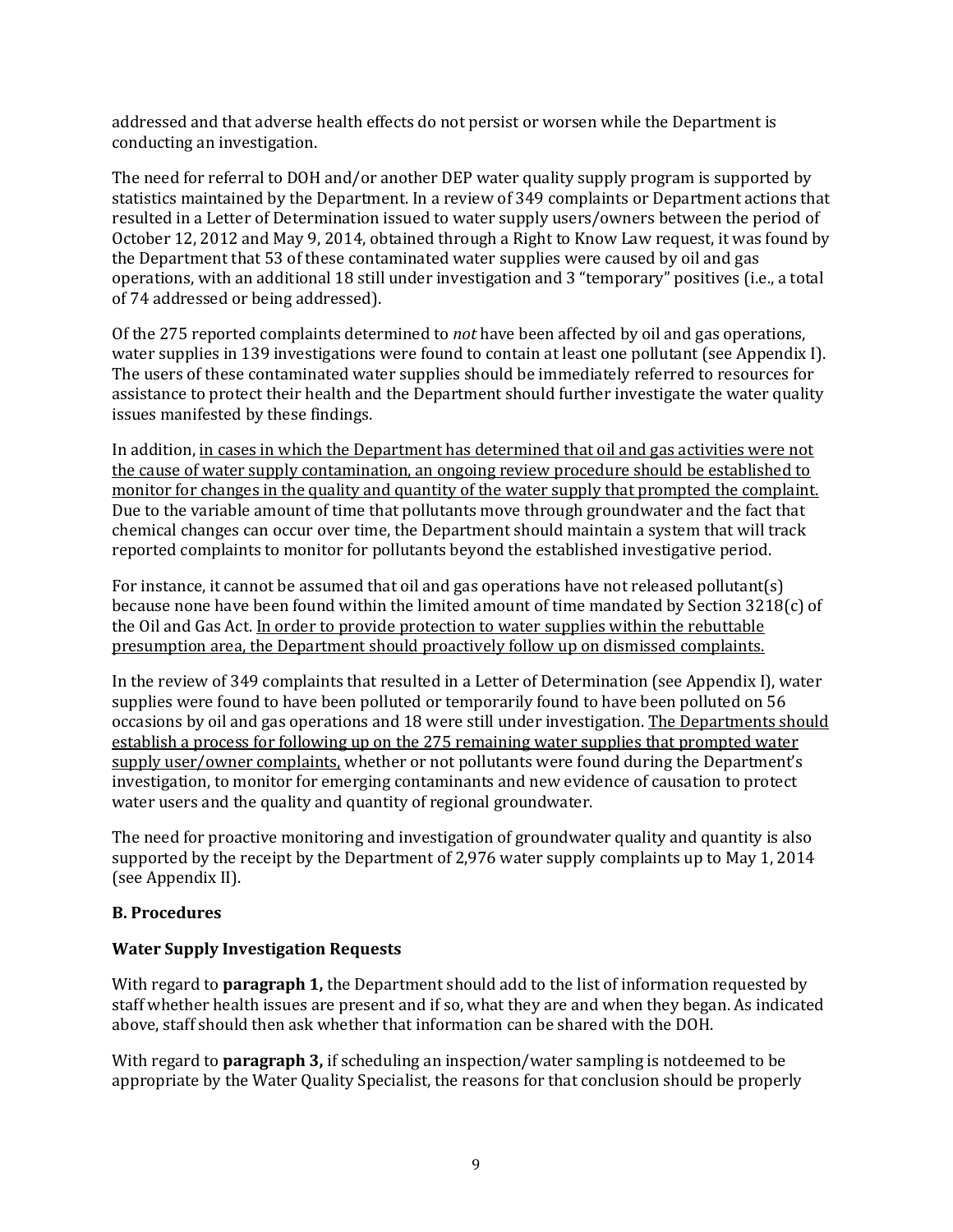addressed and that adverse health effects do not persist or worsen while the Department is conducting an investigation.

The need for referral to DOH and/or another DEP water quality supply program is supported by statistics maintained by the Department. In a review of 349 complaints or Department actions that resulted in a Letter of Determination issued to water supply users/owners between the period of October 12, 2012 and May 9, 2014, obtained through a Right to Know Law request, it was found by the Department that 53 of these contaminated water supplies were caused by oil and gas operations, with an additional 18 still under investigation and 3 "temporary" positives (i.e., a total of 74 addressed or being addressed).

Of the 275 reported complaints determined to *not* have been affected by oil and gas operations, water supplies in 139 investigations were found to contain at least one pollutant (see Appendix I). The users of these contaminated water supplies should be immediately referred to resources for assistance to protect their health and the Department should further investigate the water quality issues manifested by these findings.

In addition, <u>in cases in which the Department has determined that oil and gas activities were not the cause of water supply contamination, an ongoing review procedure should be established to monitor for changes in the quality and quantity of the water supply that prompted the complaint.</u> Due to the variable amount of time that pollutants move through groundwater and the fact that chemical changes can occur over time, the Department should maintain a system that will track reported complaints to monitor for pollutants beyond the established investigative period.

For instance, it cannot be assumed that oil and gas operations have not released pollutant(s) because none have been found within the limited amount of time mandated by Section 3218(c) of the Oil and Gas Act. <u>In order to provide protection to water supplies within the rebuttable presumption area, the Department should proactively follow up on dismissed complaints.</u>

In the review of 349 complaints that resulted in a Letter of Determination (see Appendix I), water supplies were found to have been polluted or temporarily found to have been polluted on 56 occasions by oil and gas operations and 18 were still under investigation. <u>The Departments should establish a process for following up on the 275 remaining water supplies that prompted water supply user/owner complaints,</u> whether or not pollutants were found during the Department's investigation, to monitor for emerging contaminants and new evidence of causation to protect water users and the quality and quantity of regional groundwater.

The need for proactive monitoring and investigation of groundwater quality and quantity is also supported by the receipt by the Department of 2,976 water supply complaints up to May 1, 2014 (see Appendix II).

### B. Procedures

#### Water Supply Investigation Requests

With regard to **paragraph 1,** the Department should add to the list of information requested by staff whether health issues are present and if so, what they are and when they began. As indicated above, staff should then ask whether that information can be shared with the DOH.

With regard to **paragraph 3,** if scheduling an inspection/water sampling is notdeemed to be appropriate by the Water Quality Specialist, the reasons for that conclusion should be properly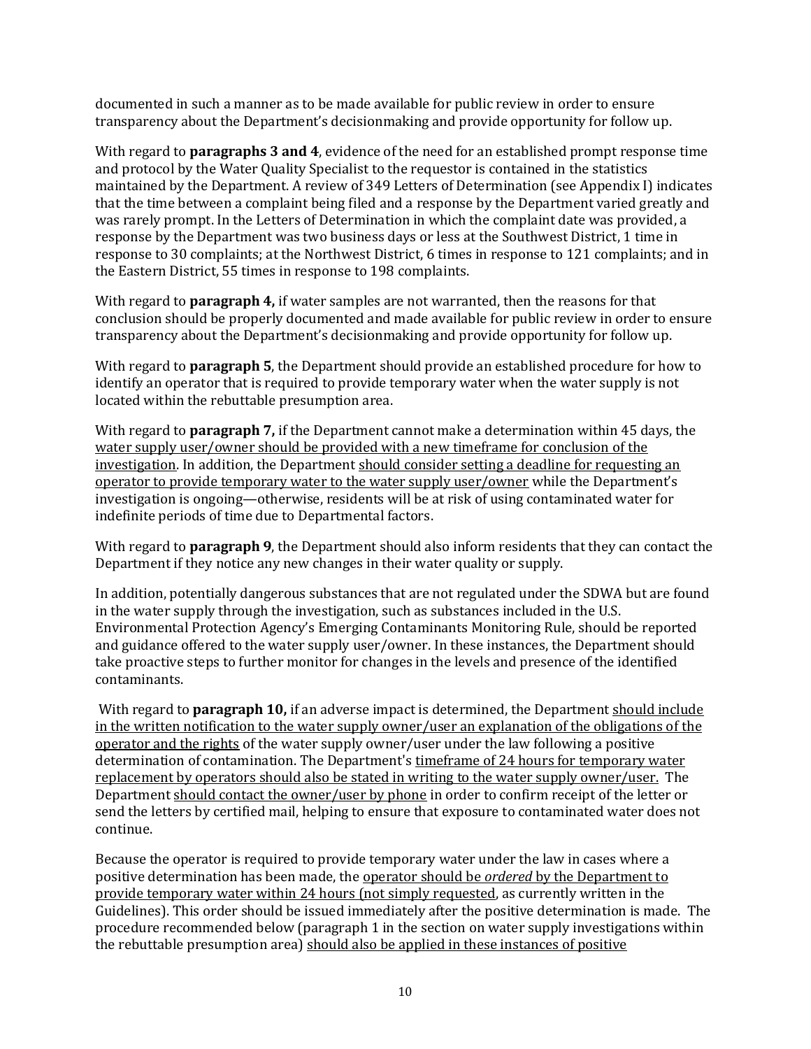documented in such a manner as to be made available for public review in order to ensure transparency about the Department's decisionmaking and provide opportunity for follow up.

With regard to **paragraphs 3 and 4**, evidence of the need for an established prompt response time and protocol by the Water Quality Specialist to the requestor is contained in the statistics maintained by the Department. A review of 349 Letters of Determination (see Appendix I) indicates that the time between a complaint being filed and a response by the Department varied greatly and was rarely prompt. In the Letters of Determination in which the complaint date was provided, a response by the Department was two business days or less at the Southwest District, 1 time in response to 30 complaints; at the Northwest District, 6 times in response to 121 complaints; and in the Eastern District, 55 times in response to 198 complaints.

With regard to **paragraph 4,** if water samples are not warranted, then the reasons for that conclusion should be properly documented and made available for public review in order to ensure transparency about the Department's decisionmaking and provide opportunity for follow up.

With regard to **paragraph 5**, the Department should provide an established procedure for how to identify an operator that is required to provide temporary water when the water supply is not located within the rebuttable presumption area.

With regard to **paragraph 7,** if the Department cannot make a determination within 45 days, the <u>water supply user/owner should be provided with a new timeframe for conclusion of the investigation</u>. In addition, the Department <u>should consider setting a deadline for requesting an operator to provide temporary water to the water supply user/owner</u> while the Department's investigation is ongoing—otherwise, residents will be at risk of using contaminated water for indefinite periods of time due to Departmental factors.

With regard to **paragraph 9**, the Department should also inform residents that they can contact the Department if they notice any new changes in their water quality or supply.

In addition, potentially dangerous substances that are not regulated under the SDWA but are found in the water supply through the investigation, such as substances included in the U.S. Environmental Protection Agency's Emerging Contaminants Monitoring Rule, should be reported and guidance offered to the water supply user/owner. In these instances, the Department should take proactive steps to further monitor for changes in the levels and presence of the identified contaminants.

With regard to **paragraph 10,** if an adverse impact is determined, the Department <u>should include in the written notification to the water supply owner/user an explanation of the obligations of the operator and the rights</u> of the water supply owner/user under the law following a positive determination of contamination. The Department's <u>timeframe of 24 hours for temporary water replacement by operators should also be stated in writing to the water supply owner/user.</u> The Department <u>should contact the owner/user by phone</u> in order to confirm receipt of the letter or send the letters by certified mail, helping to ensure that exposure to contaminated water does not continue.

Because the operator is required to provide temporary water under the law in cases where a positive determination has been made, the <u>operator should be *ordered* by the Department to provide temporary water within 24 hours (not simply requested</u>, as currently written in the Guidelines). This order should be issued immediately after the positive determination is made. The procedure recommended below (paragraph 1 in the section on water supply investigations within the rebuttable presumption area) <u>should also be applied in these instances of positive</u>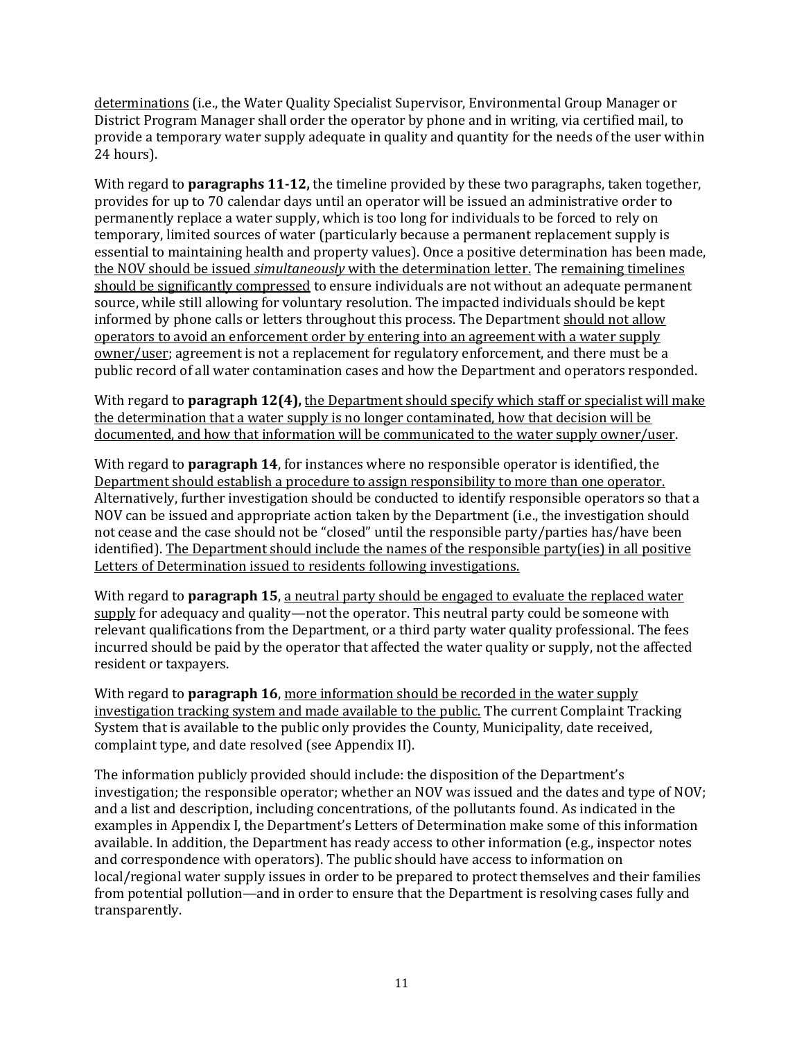<u>determinations</u> (i.e., the Water Quality Specialist Supervisor, Environmental Group Manager or District Program Manager shall order the operator by phone and in writing, via certified mail, to provide a temporary water supply adequate in quality and quantity for the needs of the user within 24 hours).

With regard to **paragraphs 11-12,** the timeline provided by these two paragraphs, taken together, provides for up to 70 calendar days until an operator will be issued an administrative order to permanently replace a water supply, which is too long for individuals to be forced to rely on temporary, limited sources of water (particularly because a permanent replacement supply is essential to maintaining health and property values). Once a positive determination has been made, <u>the NOV should be issued *simultaneously* with the determination letter.</u> The <u>remaining timelines should be significantly compressed</u> to ensure individuals are not without an adequate permanent source, while still allowing for voluntary resolution. The impacted individuals should be kept informed by phone calls or letters throughout this process. The Department <u>should not allow operators to avoid an enforcement order by entering into an agreement with a water supply owner/user</u>; agreement is not a replacement for regulatory enforcement, and there must be a public record of all water contamination cases and how the Department and operators responded.

With regard to **paragraph 12(4),** <u>the Department should specify which staff or specialist will make the determination that a water supply is no longer contaminated, how that decision will be documented, and how that information will be communicated to the water supply owner/user</u>.

With regard to **paragraph 14**, for instances where no responsible operator is identified, the <u>Department should establish a procedure to assign responsibility to more than one operator.</u> Alternatively, further investigation should be conducted to identify responsible operators so that a NOV can be issued and appropriate action taken by the Department (i.e., the investigation should not cease and the case should not be "closed" until the responsible party/parties has/have been identified). <u>The Department should include the names of the responsible party(ies) in all positive Letters of Determination issued to residents following investigations.</u>

With regard to **paragraph 15**, <u>a neutral party should be engaged to evaluate the replaced water supply</u> for adequacy and quality—not the operator. This neutral party could be someone with relevant qualifications from the Department, or a third party water quality professional. The fees incurred should be paid by the operator that affected the water quality or supply, not the affected resident or taxpayers.

With regard to **paragraph 16**, <u>more information should be recorded in the water supply investigation tracking system and made available to the public.</u> The current Complaint Tracking System that is available to the public only provides the County, Municipality, date received, complaint type, and date resolved (see Appendix II).

The information publicly provided should include: the disposition of the Department's investigation; the responsible operator; whether an NOV was issued and the dates and type of NOV; and a list and description, including concentrations, of the pollutants found. As indicated in the examples in Appendix I, the Department's Letters of Determination make some of this information available. In addition, the Department has ready access to other information (e.g., inspector notes and correspondence with operators). The public should have access to information on local/regional water supply issues in order to be prepared to protect themselves and their families from potential pollution—and in order to ensure that the Department is resolving cases fully and transparently.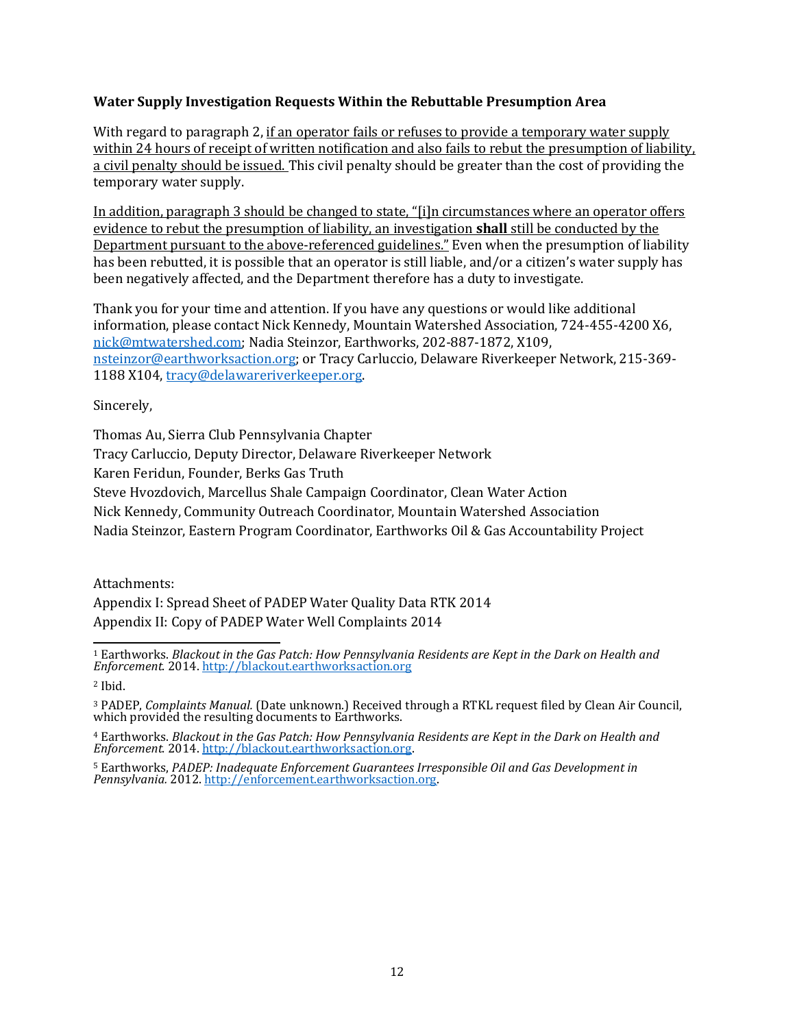**Water Supply Investigation Requests Within the Rebuttable Presumption Area**

With regard to paragraph 2, <u>if an operator fails or refuses to provide a temporary water supply within 24 hours of receipt of written notification and also fails to rebut the presumption of liability, a civil penalty should be issued.</u> This civil penalty should be greater than the cost of providing the temporary water supply.

<u>In addition, paragraph 3 should be changed to state, "[i]n circumstances where an operator offers evidence to rebut the presumption of liability, an investigation **shall** still be conducted by the Department pursuant to the above-referenced guidelines."</u> Even when the presumption of liability has been rebutted, it is possible that an operator is still liable, and/or a citizen's water supply has been negatively affected, and the Department therefore has a duty to investigate.

Thank you for your time and attention. If you have any questions or would like additional information, please contact Nick Kennedy, Mountain Watershed Association, 724-455-4200 X6, nick@mtwatershed.com; Nadia Steinzor, Earthworks, 202-887-1872, X109, nsteinzor@earthworksaction.org; or Tracy Carluccio, Delaware Riverkeeper Network, 215-369-1188 X104, tracy@delawareriverkeeper.org.

Sincerely,

Thomas Au, Sierra Club Pennsylvania Chapter
Tracy Carluccio, Deputy Director, Delaware Riverkeeper Network
Karen Feridun, Founder, Berks Gas Truth
Steve Hvozdovich, Marcellus Shale Campaign Coordinator, Clean Water Action
Nick Kennedy, Community Outreach Coordinator, Mountain Watershed Association
Nadia Steinzor, Eastern Program Coordinator, Earthworks Oil & Gas Accountability Project

Attachments:
Appendix I: Spread Sheet of PADEP Water Quality Data RTK 2014
Appendix II: Copy of PADEP Water Well Complaints 2014

---

[1] Earthworks. *Blackout in the Gas Patch: How Pennsylvania Residents are Kept in the Dark on Health and Enforcement.* 2014. http://blackout.earthworksaction.org

[2] Ibid.

[3] PADEP, *Complaints Manual.* (Date unknown.) Received through a RTKL request filed by Clean Air Council, which provided the resulting documents to Earthworks.

[4] Earthworks. *Blackout in the Gas Patch: How Pennsylvania Residents are Kept in the Dark on Health and Enforcement.* 2014. http://blackout.earthworksaction.org.

[5] Earthworks, *PADEP: Inadequate Enforcement Guarantees Irresponsible Oil and Gas Development in Pennsylvania.* 2012. http://enforcement.earthworksaction.org.